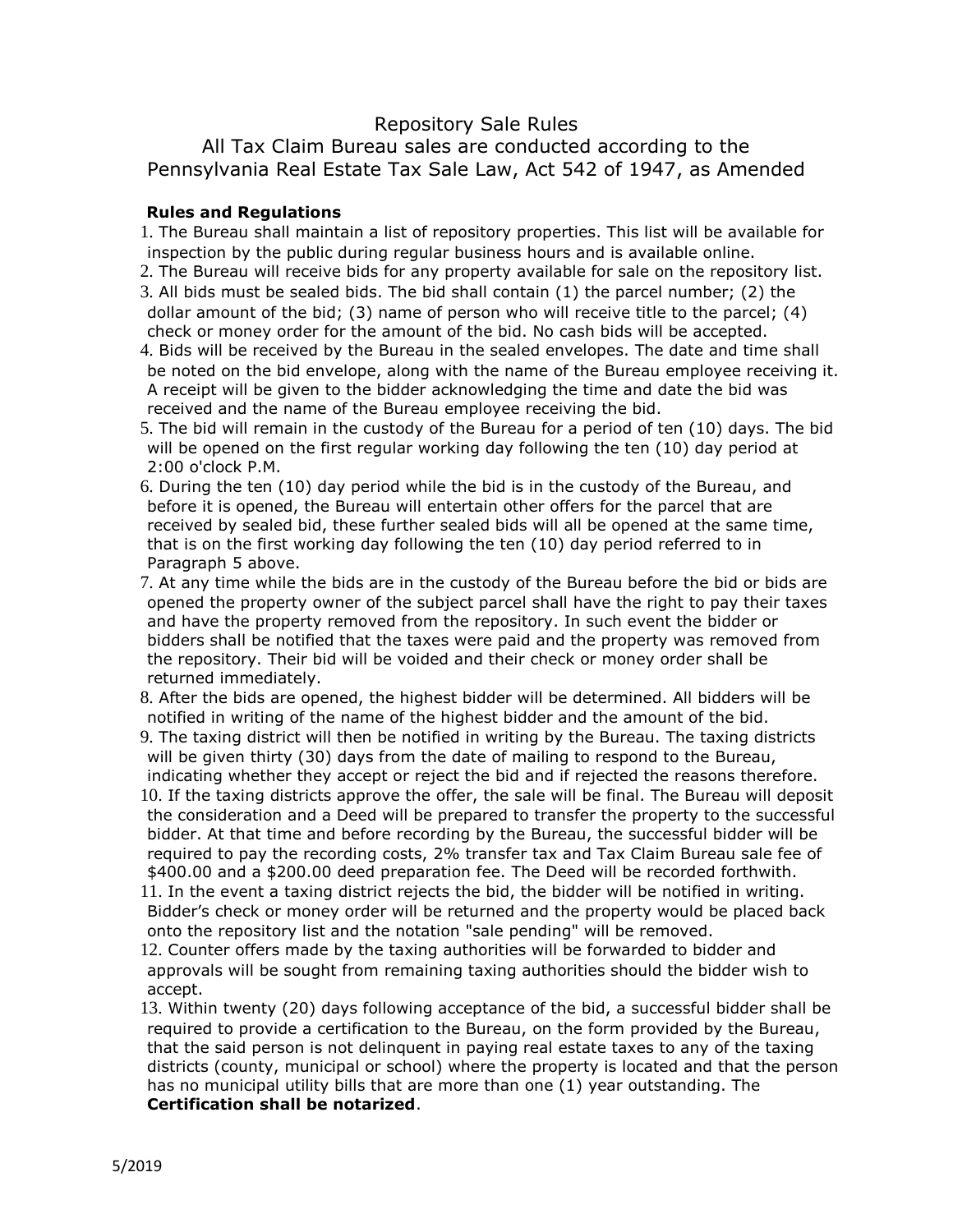# Repository Sale Rules

## All Tax Claim Bureau sales are conducted according to the Pennsylvania Real Estate Tax Sale Law, Act 542 of 1947, as Amended

### Rules and Regulations

1. The Bureau shall maintain a list of repository properties. This list will be available for inspection by the public during regular business hours and is available online.
2. The Bureau will receive bids for any property available for sale on the repository list.
3. All bids must be sealed bids. The bid shall contain (1) the parcel number; (2) the dollar amount of the bid; (3) name of person who will receive title to the parcel; (4) check or money order for the amount of the bid. No cash bids will be accepted.
4. Bids will be received by the Bureau in the sealed envelopes. The date and time shall be noted on the bid envelope, along with the name of the Bureau employee receiving it. A receipt will be given to the bidder acknowledging the time and date the bid was received and the name of the Bureau employee receiving the bid.
5. The bid will remain in the custody of the Bureau for a period of ten (10) days. The bid will be opened on the first regular working day following the ten (10) day period at 2:00 o'clock P.M.
6. During the ten (10) day period while the bid is in the custody of the Bureau, and before it is opened, the Bureau will entertain other offers for the parcel that are received by sealed bid, these further sealed bids will all be opened at the same time, that is on the first working day following the ten (10) day period referred to in Paragraph 5 above.
7. At any time while the bids are in the custody of the Bureau before the bid or bids are opened the property owner of the subject parcel shall have the right to pay their taxes and have the property removed from the repository. In such event the bidder or bidders shall be notified that the taxes were paid and the property was removed from the repository. Their bid will be voided and their check or money order shall be returned immediately.
8. After the bids are opened, the highest bidder will be determined. All bidders will be notified in writing of the name of the highest bidder and the amount of the bid.
9. The taxing district will then be notified in writing by the Bureau. The taxing districts will be given thirty (30) days from the date of mailing to respond to the Bureau, indicating whether they accept or reject the bid and if rejected the reasons therefore.
10. If the taxing districts approve the offer, the sale will be final. The Bureau will deposit the consideration and a Deed will be prepared to transfer the property to the successful bidder. At that time and before recording by the Bureau, the successful bidder will be required to pay the recording costs, 2% transfer tax and Tax Claim Bureau sale fee of $400.00 and a $200.00 deed preparation fee. The Deed will be recorded forthwith.
11. In the event a taxing district rejects the bid, the bidder will be notified in writing. Bidder's check or money order will be returned and the property would be placed back onto the repository list and the notation "sale pending" will be removed.
12. Counter offers made by the taxing authorities will be forwarded to bidder and approvals will be sought from remaining taxing authorities should the bidder wish to accept.
13. Within twenty (20) days following acceptance of the bid, a successful bidder shall be required to provide a certification to the Bureau, on the form provided by the Bureau, that the said person is not delinquent in paying real estate taxes to any of the taxing districts (county, municipal or school) where the property is located and that the person has no municipal utility bills that are more than one (1) year outstanding. The **Certification shall be notarized**.

5/2019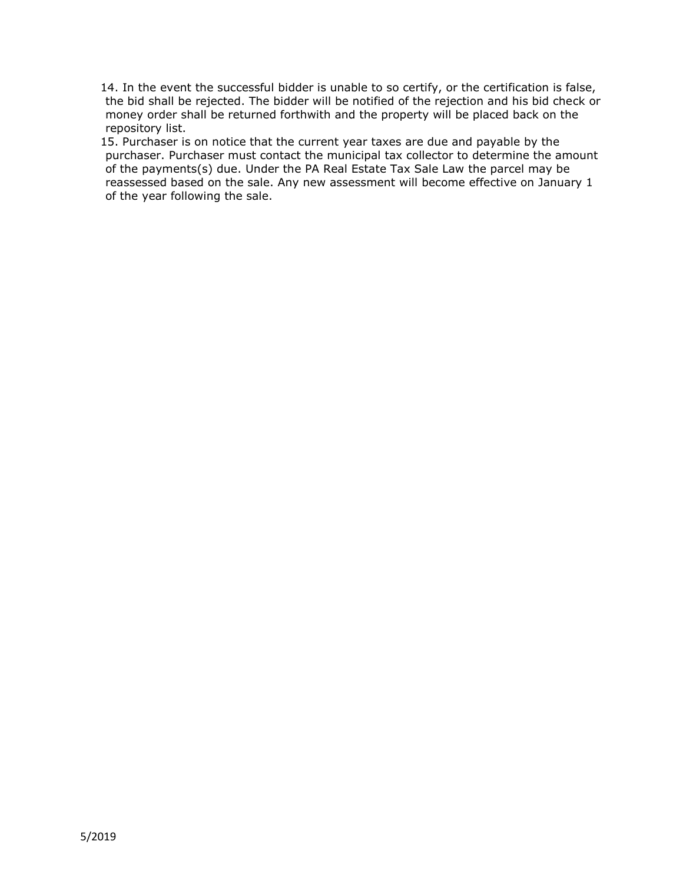14. In the event the successful bidder is unable to so certify, or the certification is false, the bid shall be rejected. The bidder will be notified of the rejection and his bid check or money order shall be returned forthwith and the property will be placed back on the repository list.
15. Purchaser is on notice that the current year taxes are due and payable by the purchaser. Purchaser must contact the municipal tax collector to determine the amount of the payments(s) due. Under the PA Real Estate Tax Sale Law the parcel may be reassessed based on the sale. Any new assessment will become effective on January 1 of the year following the sale.

5/2019